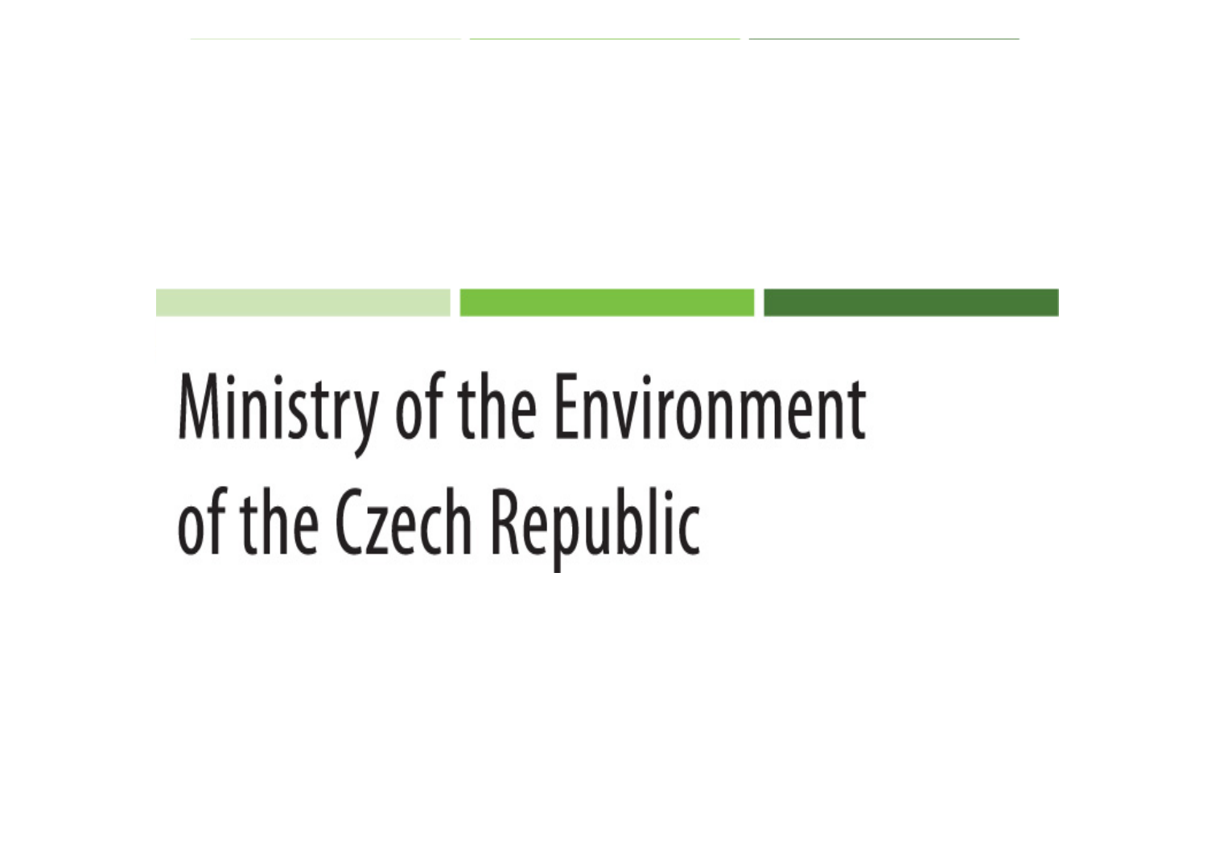# Ministry of the Environment of the Czech Republic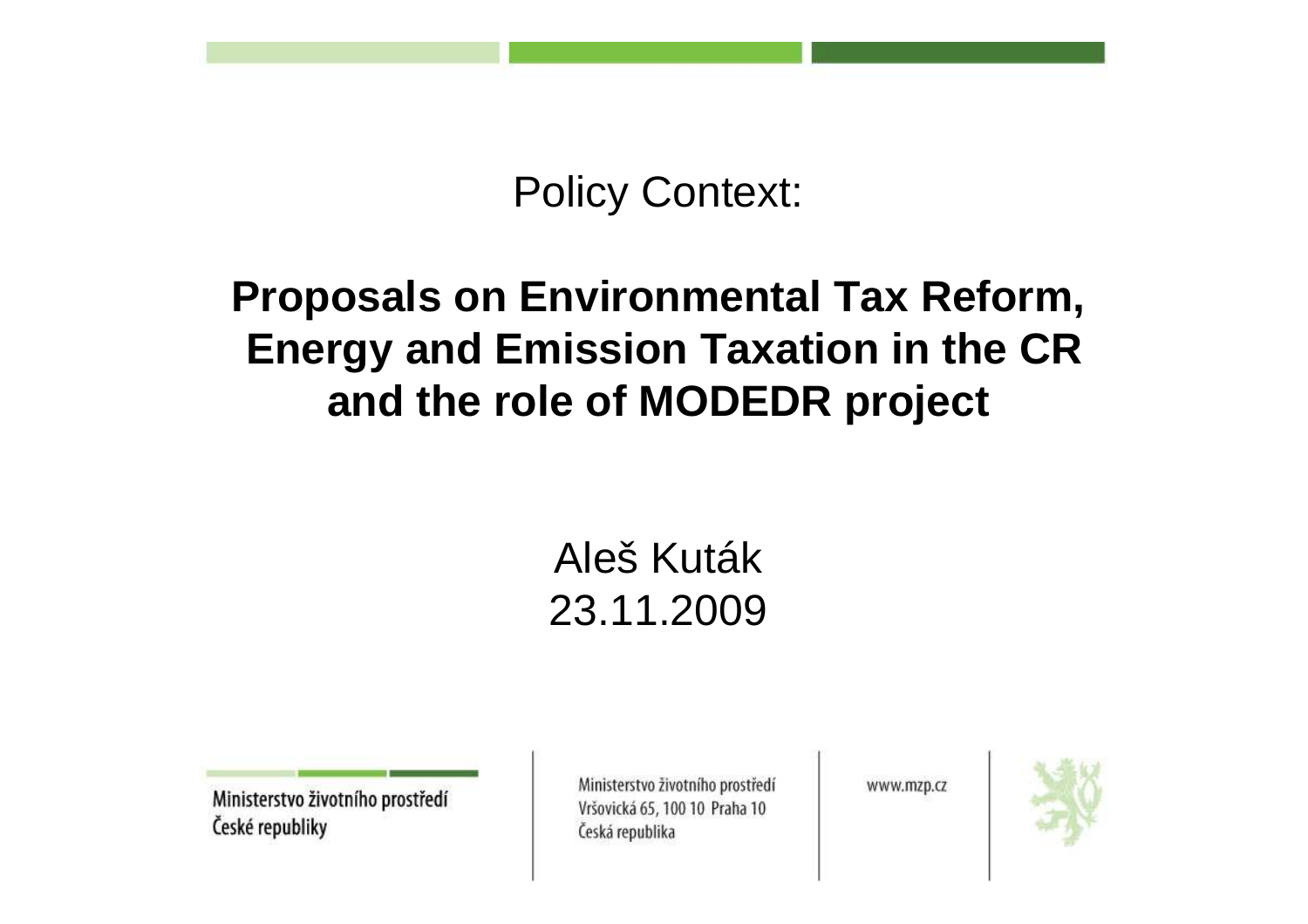Policy Context:

# Proposals on Environmental Tax Reform, Energy and Emission Taxation in the CR and the role of MODEDR project

Aleš Kuták

23.11.2009

Ministerstvo životního prostředí České republiky

Ministerstvo životního prostředí
Vršovická 65, 100 10 Praha 10
Česká republika

www.mzp.cz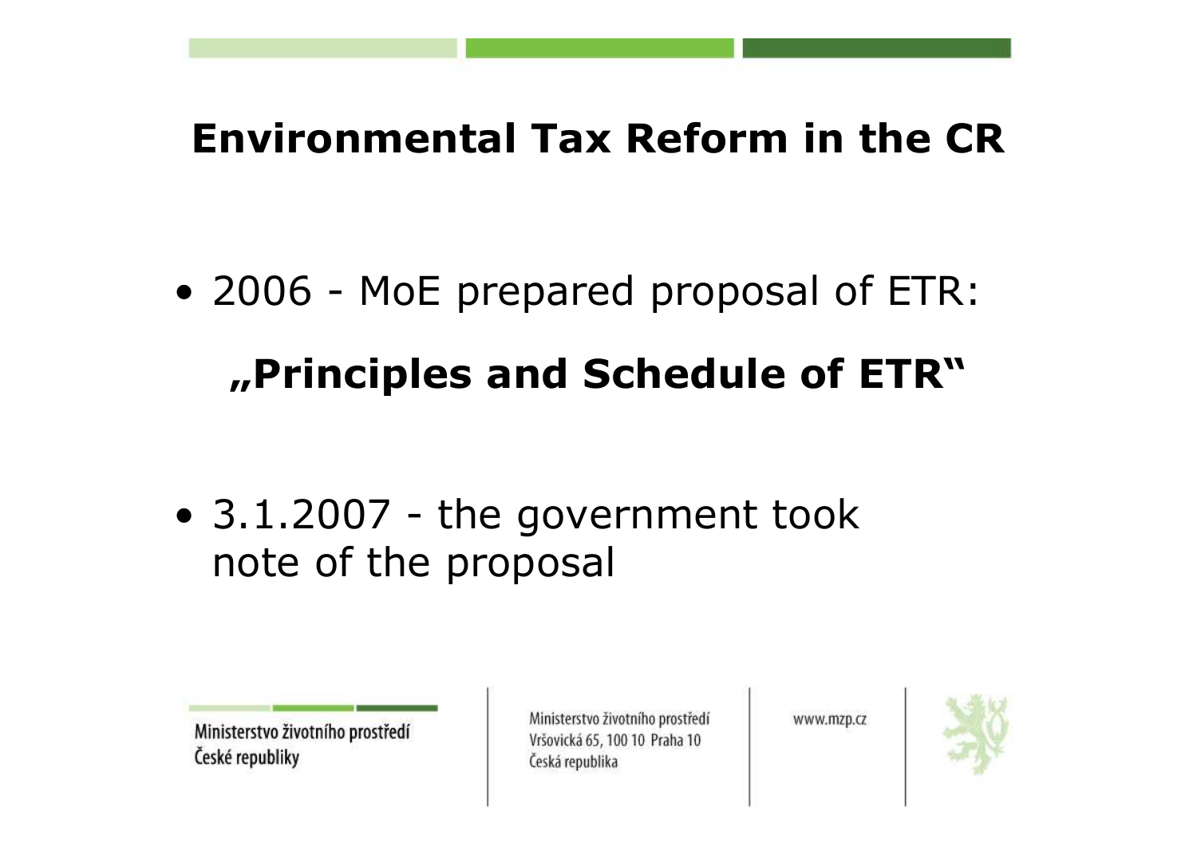# Environmental Tax Reform in the CR

- 2006 - MoE prepared proposal of ETR:

  **„Principles and Schedule of ETR"**

- 3.1.2007 - the government took note of the proposal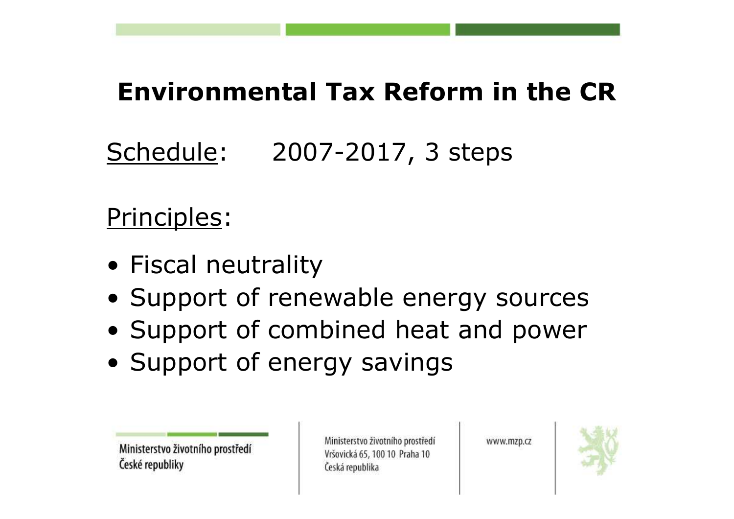# Environmental Tax Reform in the CR

Schedule: 2007-2017, 3 steps

Principles:

- Fiscal neutrality
- Support of renewable energy sources
- Support of combined heat and power
- Support of energy savings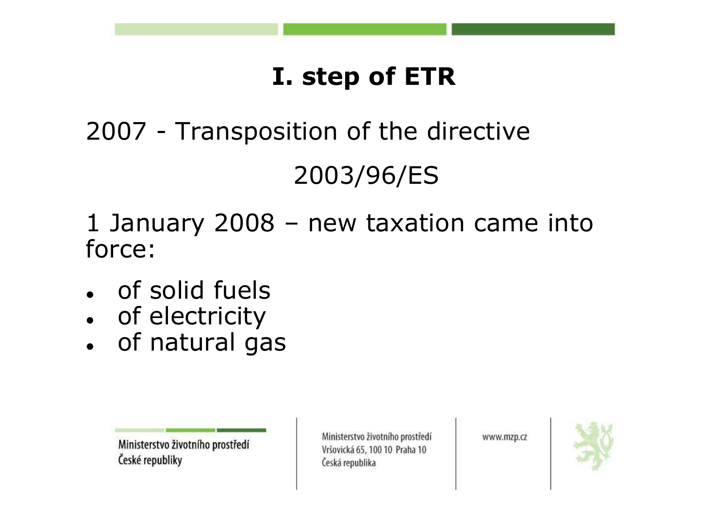# I. step of ETR

2007 - Transposition of the directive 2003/96/ES

1 January 2008 – new taxation came into force:

- of solid fuels
- of electricity
- of natural gas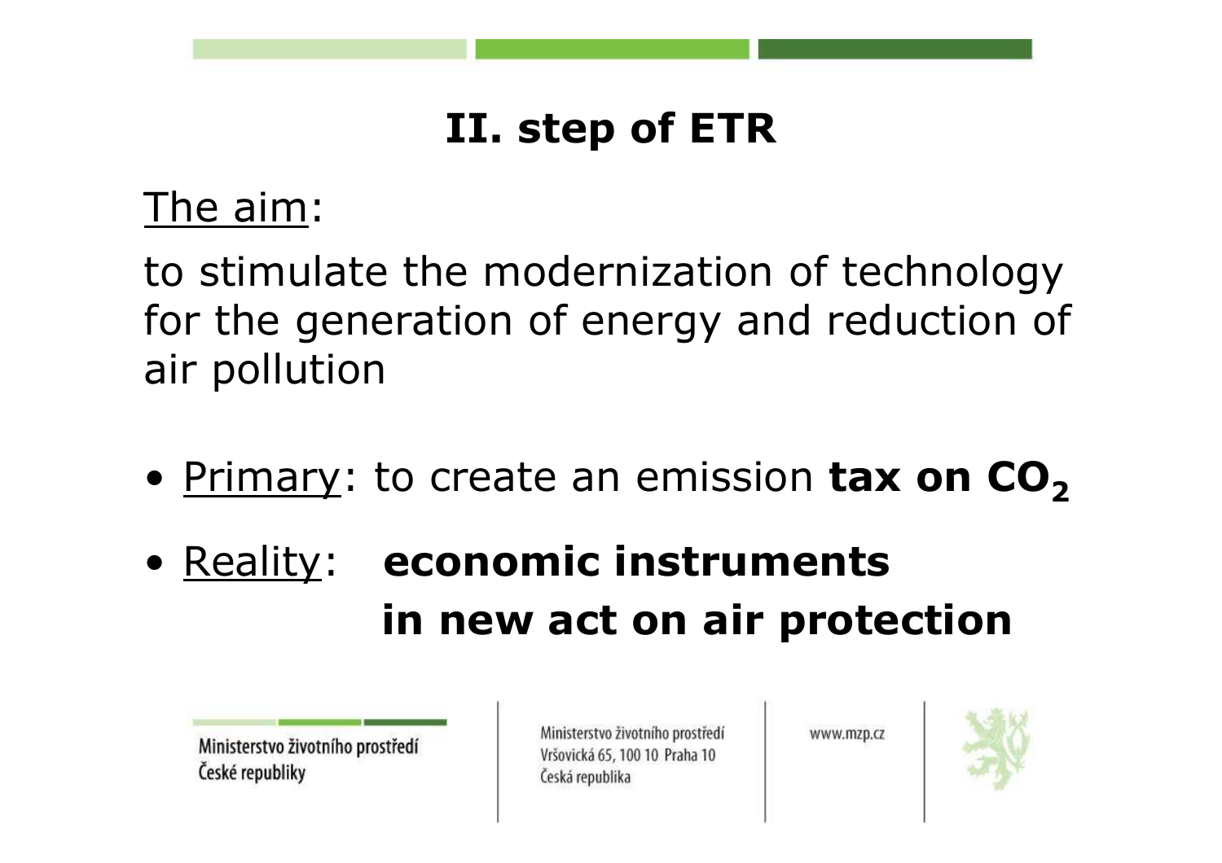# II. step of ETR

The aim:

to stimulate the modernization of technology for the generation of energy and reduction of air pollution

- Primary: to create an emission **tax on $CO_2$**
- Reality: **economic instruments in new act on air protection**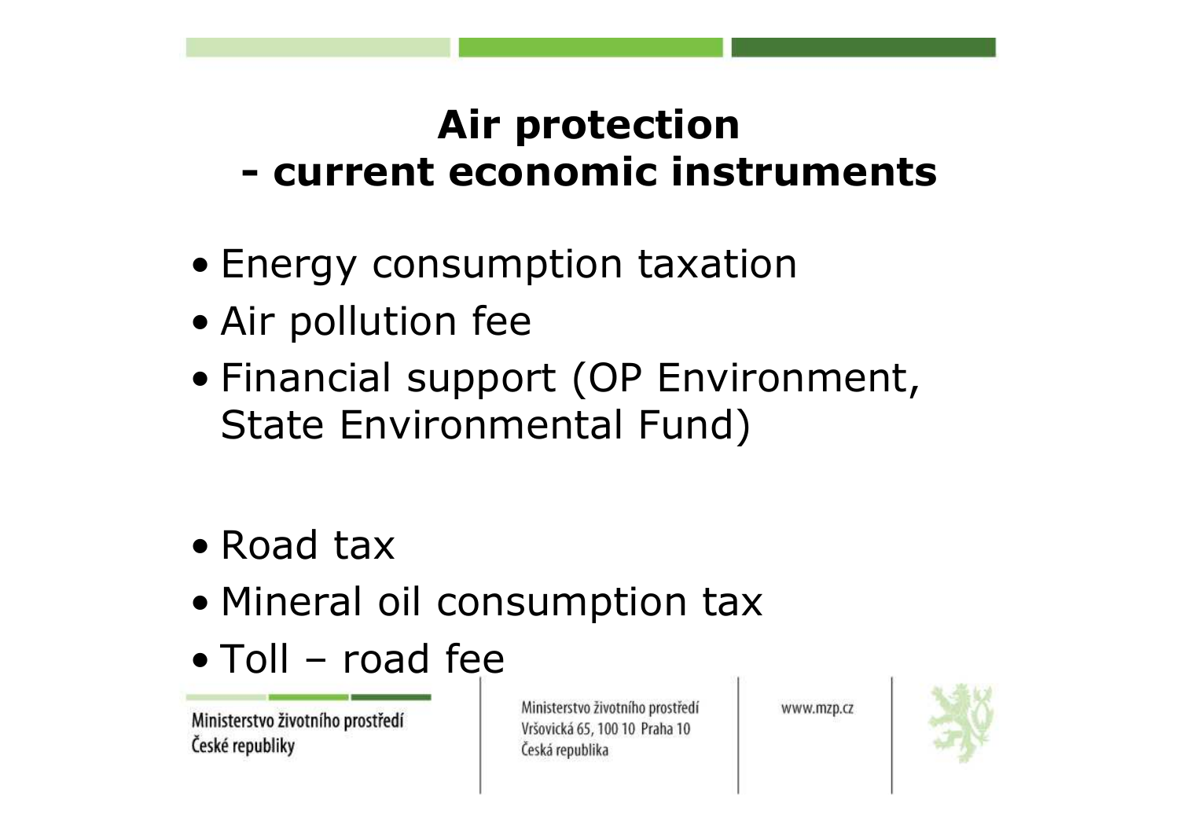# Air protection - current economic instruments

- Energy consumption taxation
- Air pollution fee
- Financial support (OP Environment, State Environmental Fund)

- Road tax
- Mineral oil consumption tax
- Toll – road fee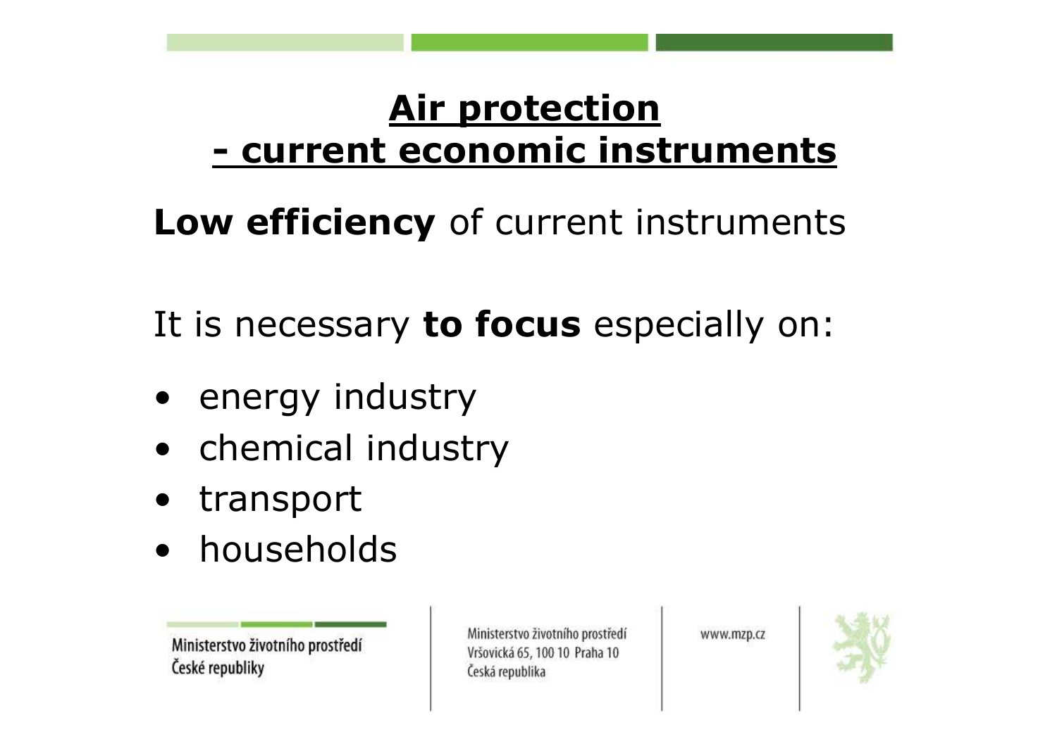# Air protection
# - current economic instruments

**Low efficiency** of current instruments

It is necessary **to focus** especially on:

- energy industry
- chemical industry
- transport
- households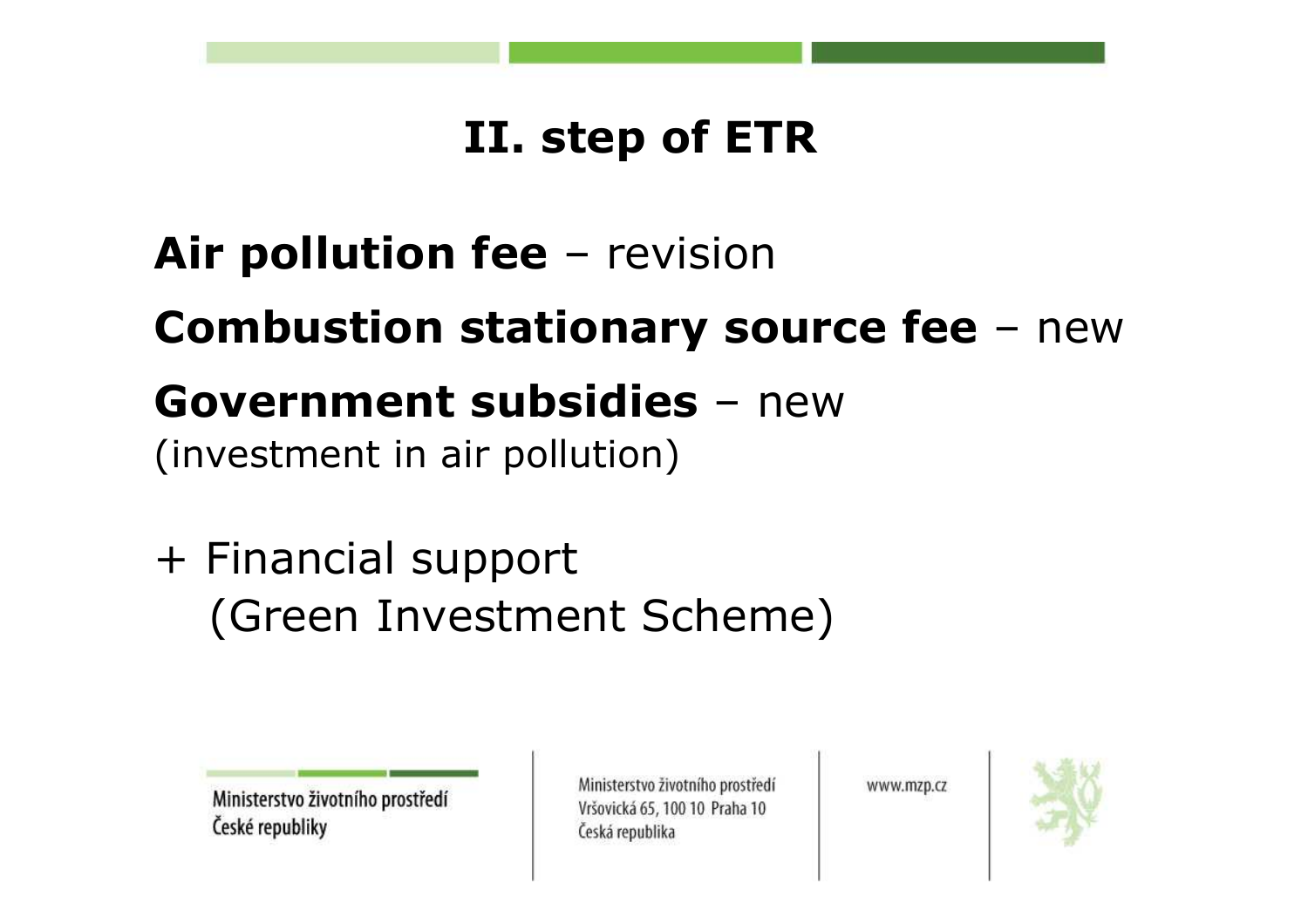# II. step of ETR

**Air pollution fee** – revision

**Combustion stationary source fee** – new

**Government subsidies** – new
(investment in air pollution)

\+ Financial support
(Green Investment Scheme)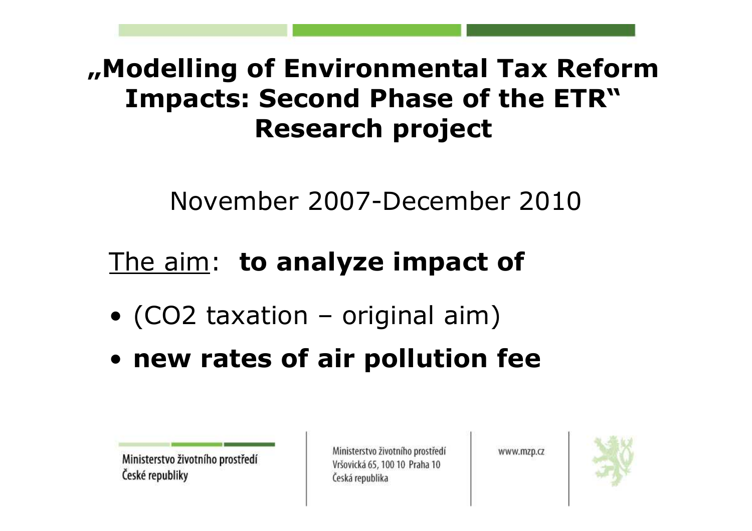# „Modelling of Environmental Tax Reform Impacts: Second Phase of the ETR" Research project

November 2007-December 2010

The aim: **to analyze impact of**

- ($CO_2$ taxation – original aim)
- **new rates of air pollution fee**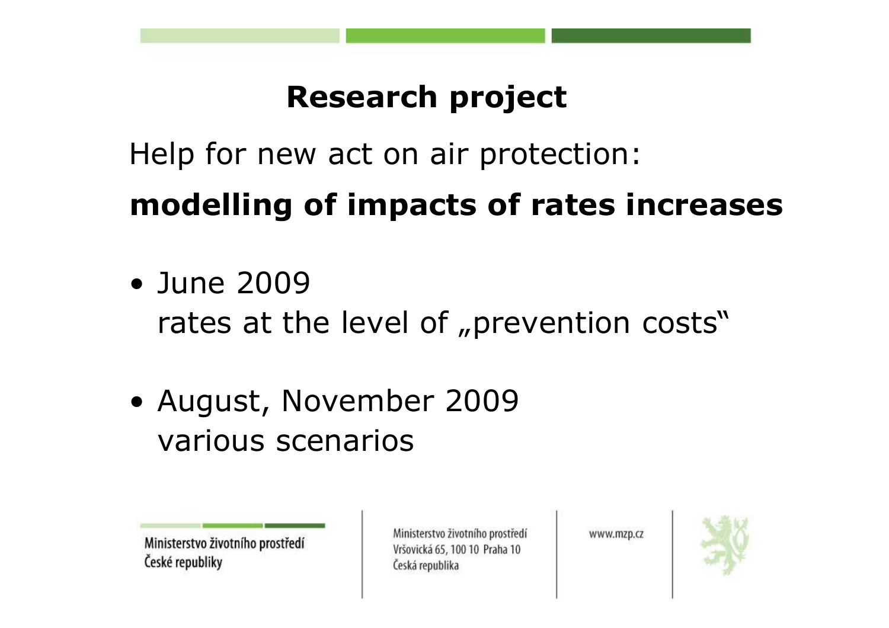# Research project

Help for new act on air protection:

**modelling of impacts of rates increases**

- June 2009
  rates at the level of „prevention costs"
- August, November 2009
  various scenarios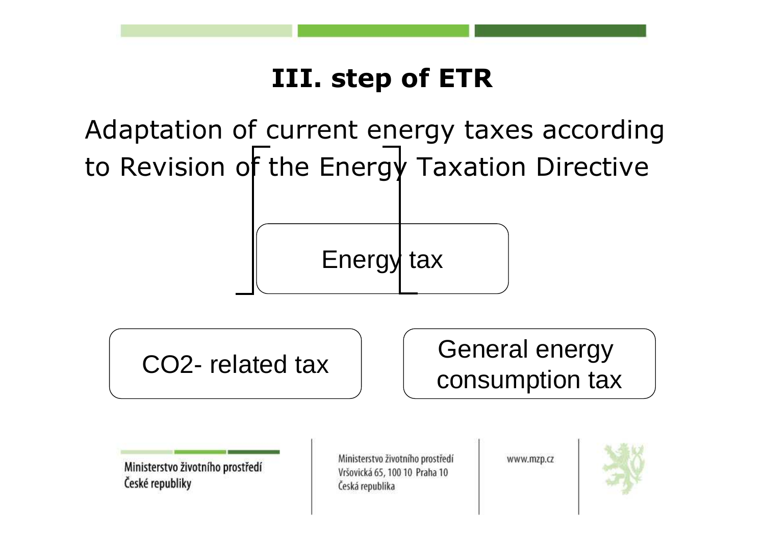# III. step of ETR

Adaptation of current energy taxes according to Revision of the Energy Taxation Directive

Energy tax

- CO2- related tax
- General energy consumption tax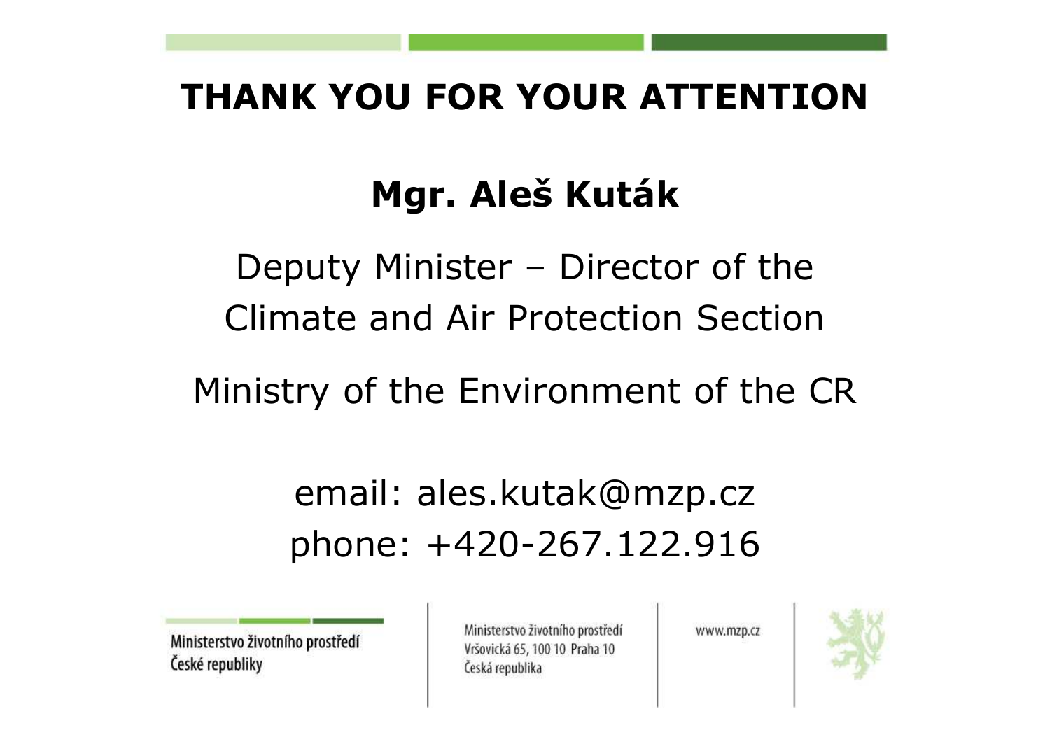# THANK YOU FOR YOUR ATTENTION

## Mgr. Aleš Kuták

Deputy Minister – Director of the Climate and Air Protection Section

Ministry of the Environment of the CR

email: ales.kutak@mzp.cz
phone: +420-267.122.916

Ministerstvo životního prostředí České republiky

Ministerstvo životního prostředí
Vršovická 65, 100 10 Praha 10
Česká republika

www.mzp.cz